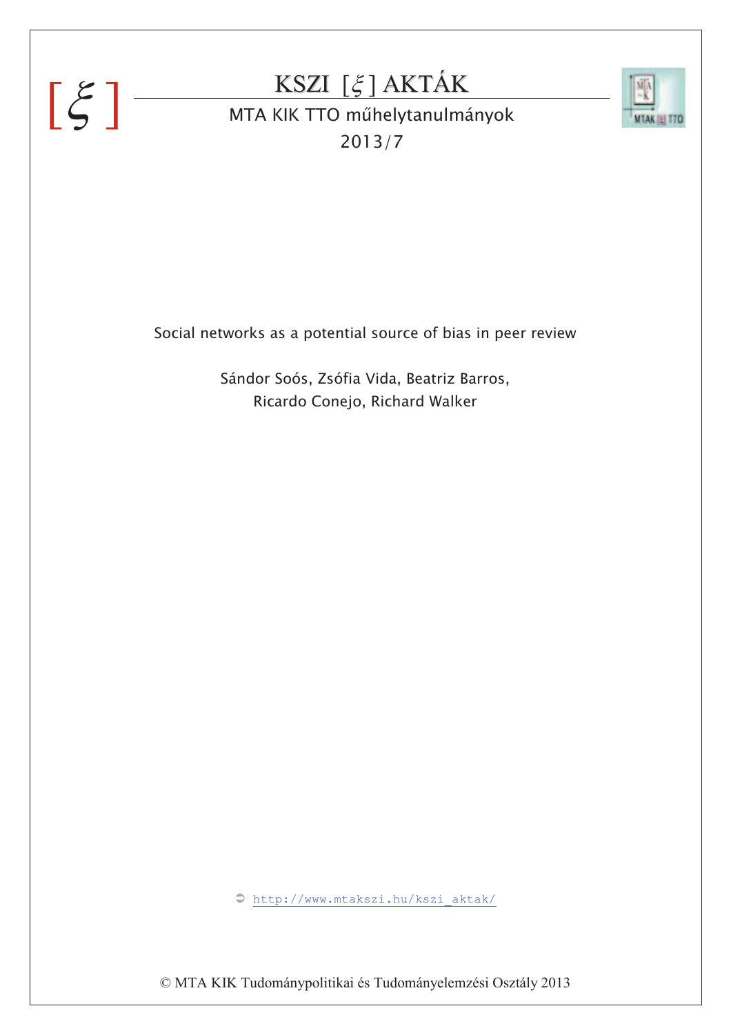# KSZI [$\xi$] AKTÁK

MTA KIK TTO műhelytanulmányok

2013/7

## Social networks as a potential source of bias in peer review

Sándor Soós, Zsófia Vida, Beatriz Barros, Ricardo Conejo, Richard Walker

http://www.mtakszi.hu/kszi_aktak/

© MTA KIK Tudománypolitikai és Tudományelemzési Osztály 2013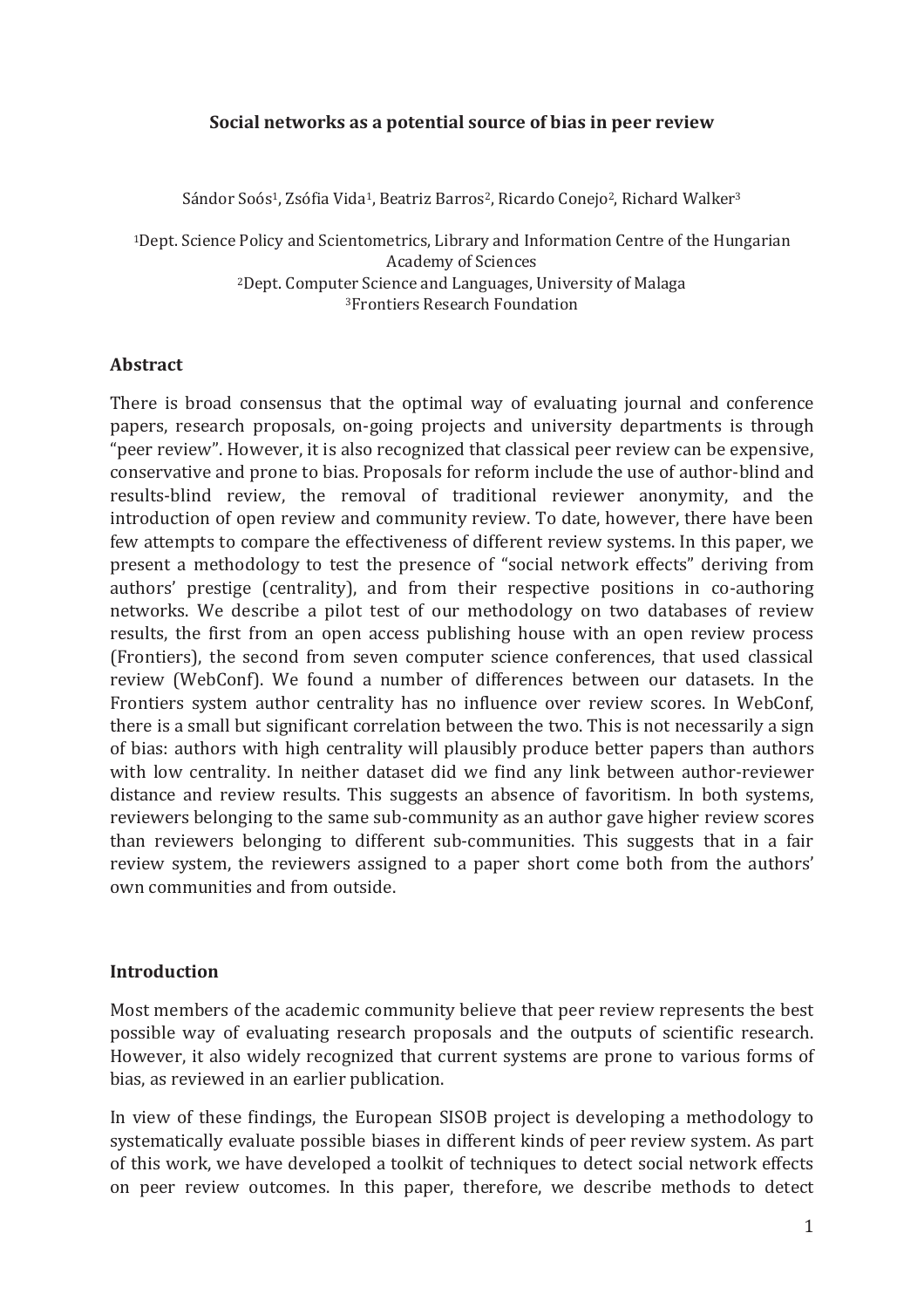**Social networks as a potential source of bias in peer review**

Sándor Soós[1], Zsófia Vida[1], Beatriz Barros[2], Ricardo Conejo[2], Richard Walker[3]

[1]Dept. Science Policy and Scientometrics, Library and Information Centre of the Hungarian Academy of Sciences
[2]Dept. Computer Science and Languages, University of Malaga
[3]Frontiers Research Foundation

## Abstract

There is broad consensus that the optimal way of evaluating journal and conference papers, research proposals, on-going projects and university departments is through "peer review". However, it is also recognized that classical peer review can be expensive, conservative and prone to bias. Proposals for reform include the use of author-blind and results-blind review, the removal of traditional reviewer anonymity, and the introduction of open review and community review. To date, however, there have been few attempts to compare the effectiveness of different review systems. In this paper, we present a methodology to test the presence of "social network effects" deriving from authors' prestige (centrality), and from their respective positions in co-authoring networks. We describe a pilot test of our methodology on two databases of review results, the first from an open access publishing house with an open review process (Frontiers), the second from seven computer science conferences, that used classical review (WebConf). We found a number of differences between our datasets. In the Frontiers system author centrality has no influence over review scores. In WebConf, there is a small but significant correlation between the two. This is not necessarily a sign of bias: authors with high centrality will plausibly produce better papers than authors with low centrality. In neither dataset did we find any link between author-reviewer distance and review results. This suggests an absence of favoritism. In both systems, reviewers belonging to the same sub-community as an author gave higher review scores than reviewers belonging to different sub-communities. This suggests that in a fair review system, the reviewers assigned to a paper short come both from the authors' own communities and from outside.

## Introduction

Most members of the academic community believe that peer review represents the best possible way of evaluating research proposals and the outputs of scientific research. However, it also widely recognized that current systems are prone to various forms of bias, as reviewed in an earlier publication.

In view of these findings, the European SISOB project is developing a methodology to systematically evaluate possible biases in different kinds of peer review system. As part of this work, we have developed a toolkit of techniques to detect social network effects on peer review outcomes. In this paper, therefore, we describe methods to detect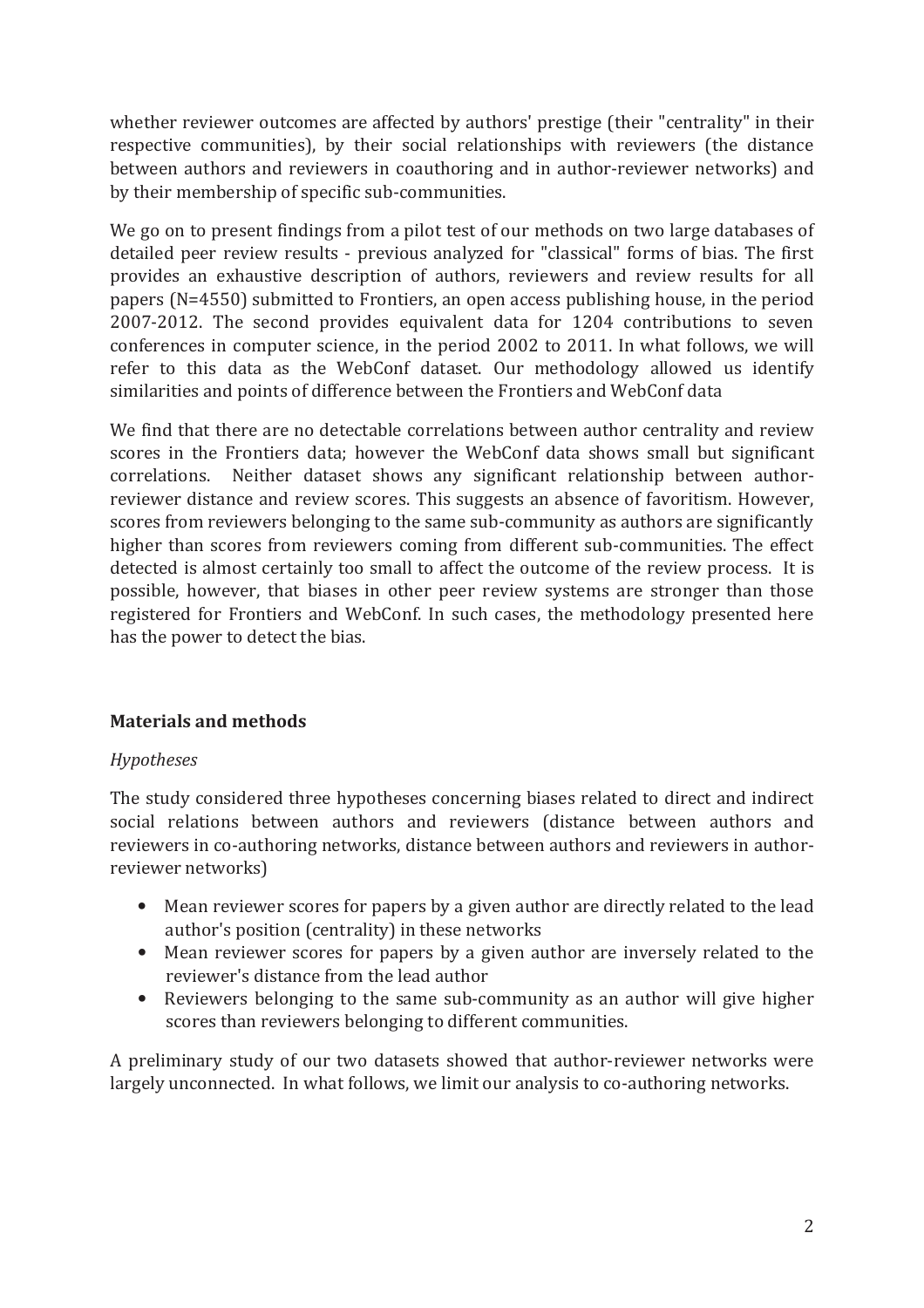whether reviewer outcomes are affected by authors' prestige (their "centrality" in their respective communities), by their social relationships with reviewers (the distance between authors and reviewers in coauthoring and in author-reviewer networks) and by their membership of specific sub-communities.

We go on to present findings from a pilot test of our methods on two large databases of detailed peer review results - previous analyzed for "classical" forms of bias. The first provides an exhaustive description of authors, reviewers and review results for all papers (N=4550) submitted to Frontiers, an open access publishing house, in the period 2007-2012. The second provides equivalent data for 1204 contributions to seven conferences in computer science, in the period 2002 to 2011. In what follows, we will refer to this data as the WebConf dataset. Our methodology allowed us identify similarities and points of difference between the Frontiers and WebConf data

We find that there are no detectable correlations between author centrality and review scores in the Frontiers data; however the WebConf data shows small but significant correlations. Neither dataset shows any significant relationship between author-reviewer distance and review scores. This suggests an absence of favoritism. However, scores from reviewers belonging to the same sub-community as authors are significantly higher than scores from reviewers coming from different sub-communities. The effect detected is almost certainly too small to affect the outcome of the review process. It is possible, however, that biases in other peer review systems are stronger than those registered for Frontiers and WebConf. In such cases, the methodology presented here has the power to detect the bias.

## Materials and methods

### *Hypotheses*

The study considered three hypotheses concerning biases related to direct and indirect social relations between authors and reviewers (distance between authors and reviewers in co-authoring networks, distance between authors and reviewers in author-reviewer networks)

- Mean reviewer scores for papers by a given author are directly related to the lead author's position (centrality) in these networks
- Mean reviewer scores for papers by a given author are inversely related to the reviewer's distance from the lead author
- Reviewers belonging to the same sub-community as an author will give higher scores than reviewers belonging to different communities.

A preliminary study of our two datasets showed that author-reviewer networks were largely unconnected. In what follows, we limit our analysis to co-authoring networks.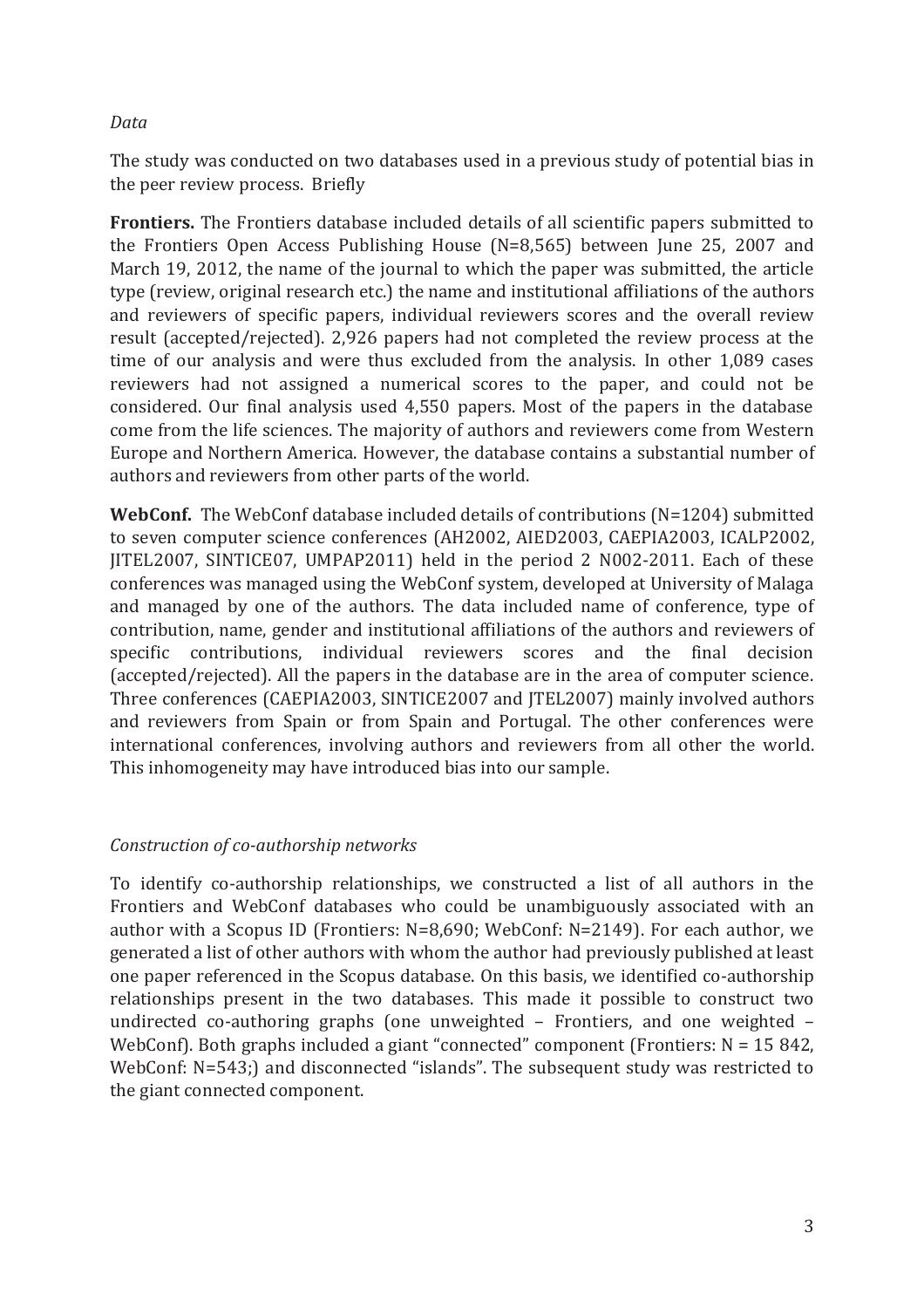*Data*

The study was conducted on two databases used in a previous study of potential bias in the peer review process. Briefly

**Frontiers.** The Frontiers database included details of all scientific papers submitted to the Frontiers Open Access Publishing House (N=8,565) between June 25, 2007 and March 19, 2012, the name of the journal to which the paper was submitted, the article type (review, original research etc.) the name and institutional affiliations of the authors and reviewers of specific papers, individual reviewers scores and the overall review result (accepted/rejected). 2,926 papers had not completed the review process at the time of our analysis and were thus excluded from the analysis. In other 1,089 cases reviewers had not assigned a numerical scores to the paper, and could not be considered. Our final analysis used 4,550 papers. Most of the papers in the database come from the life sciences. The majority of authors and reviewers come from Western Europe and Northern America. However, the database contains a substantial number of authors and reviewers from other parts of the world.

**WebConf.** The WebConf database included details of contributions (N=1204) submitted to seven computer science conferences (AH2002, AIED2003, CAEPIA2003, ICALP2002, JITEL2007, SINTICE07, UMPAP2011) held in the period 2 N002-2011. Each of these conferences was managed using the WebConf system, developed at University of Malaga and managed by one of the authors. The data included name of conference, type of contribution, name, gender and institutional affiliations of the authors and reviewers of specific contributions, individual reviewers scores and the final decision (accepted/rejected). All the papers in the database are in the area of computer science. Three conferences (CAEPIA2003, SINTICE2007 and JTEL2007) mainly involved authors and reviewers from Spain or from Spain and Portugal. The other conferences were international conferences, involving authors and reviewers from all other the world. This inhomogeneity may have introduced bias into our sample.

*Construction of co-authorship networks*

To identify co-authorship relationships, we constructed a list of all authors in the Frontiers and WebConf databases who could be unambiguously associated with an author with a Scopus ID (Frontiers: N=8,690; WebConf: N=2149). For each author, we generated a list of other authors with whom the author had previously published at least one paper referenced in the Scopus database. On this basis, we identified co-authorship relationships present in the two databases. This made it possible to construct two undirected co-authoring graphs (one unweighted – Frontiers, and one weighted – WebConf). Both graphs included a giant "connected" component (Frontiers: N = 15 842, WebConf: N=543;) and disconnected "islands". The subsequent study was restricted to the giant connected component.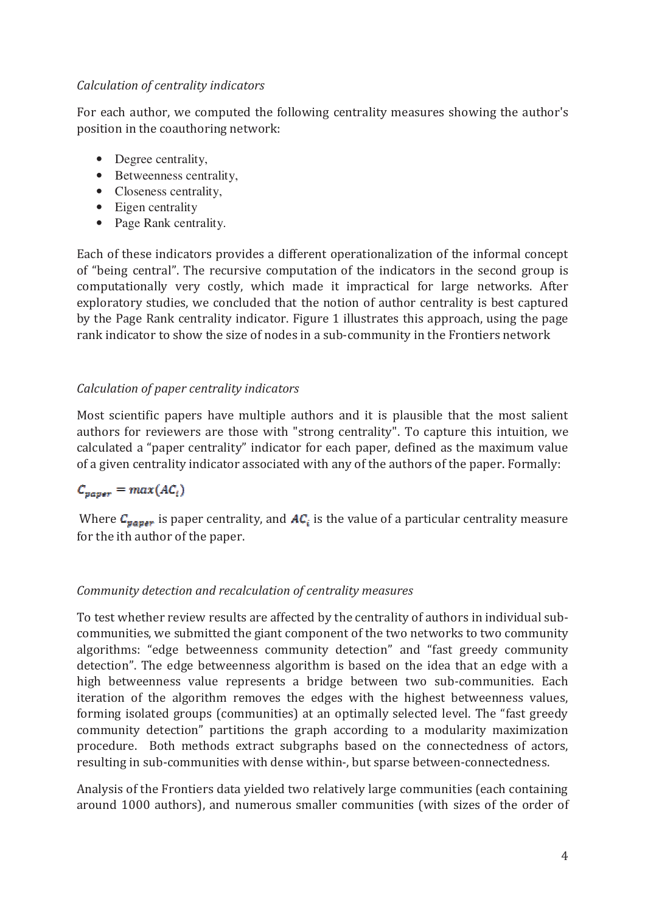*Calculation of centrality indicators*

For each author, we computed the following centrality measures showing the author's position in the coauthoring network:

- Degree centrality,
- Betweenness centrality,
- Closeness centrality,
- Eigen centrality
- Page Rank centrality.

Each of these indicators provides a different operationalization of the informal concept of "being central". The recursive computation of the indicators in the second group is computationally very costly, which made it impractical for large networks. After exploratory studies, we concluded that the notion of author centrality is best captured by the Page Rank centrality indicator. Figure 1 illustrates this approach, using the page rank indicator to show the size of nodes in a sub-community in the Frontiers network

*Calculation of paper centrality indicators*

Most scientific papers have multiple authors and it is plausible that the most salient authors for reviewers are those with "strong centrality". To capture this intuition, we calculated a "paper centrality" indicator for each paper, defined as the maximum value of a given centrality indicator associated with any of the authors of the paper. Formally:

$$C_{paper} = max(AC_i)$$

Where $C_{paper}$ is paper centrality, and $AC_i$ is the value of a particular centrality measure for the ith author of the paper.

*Community detection and recalculation of centrality measures*

To test whether review results are affected by the centrality of authors in individual sub-communities, we submitted the giant component of the two networks to two community algorithms: "edge betweenness community detection" and "fast greedy community detection". The edge betweenness algorithm is based on the idea that an edge with a high betweenness value represents a bridge between two sub-communities. Each iteration of the algorithm removes the edges with the highest betweenness values, forming isolated groups (communities) at an optimally selected level. The "fast greedy community detection" partitions the graph according to a modularity maximization procedure. Both methods extract subgraphs based on the connectedness of actors, resulting in sub-communities with dense within-, but sparse between-connectedness.

Analysis of the Frontiers data yielded two relatively large communities (each containing around 1000 authors), and numerous smaller communities (with sizes of the order of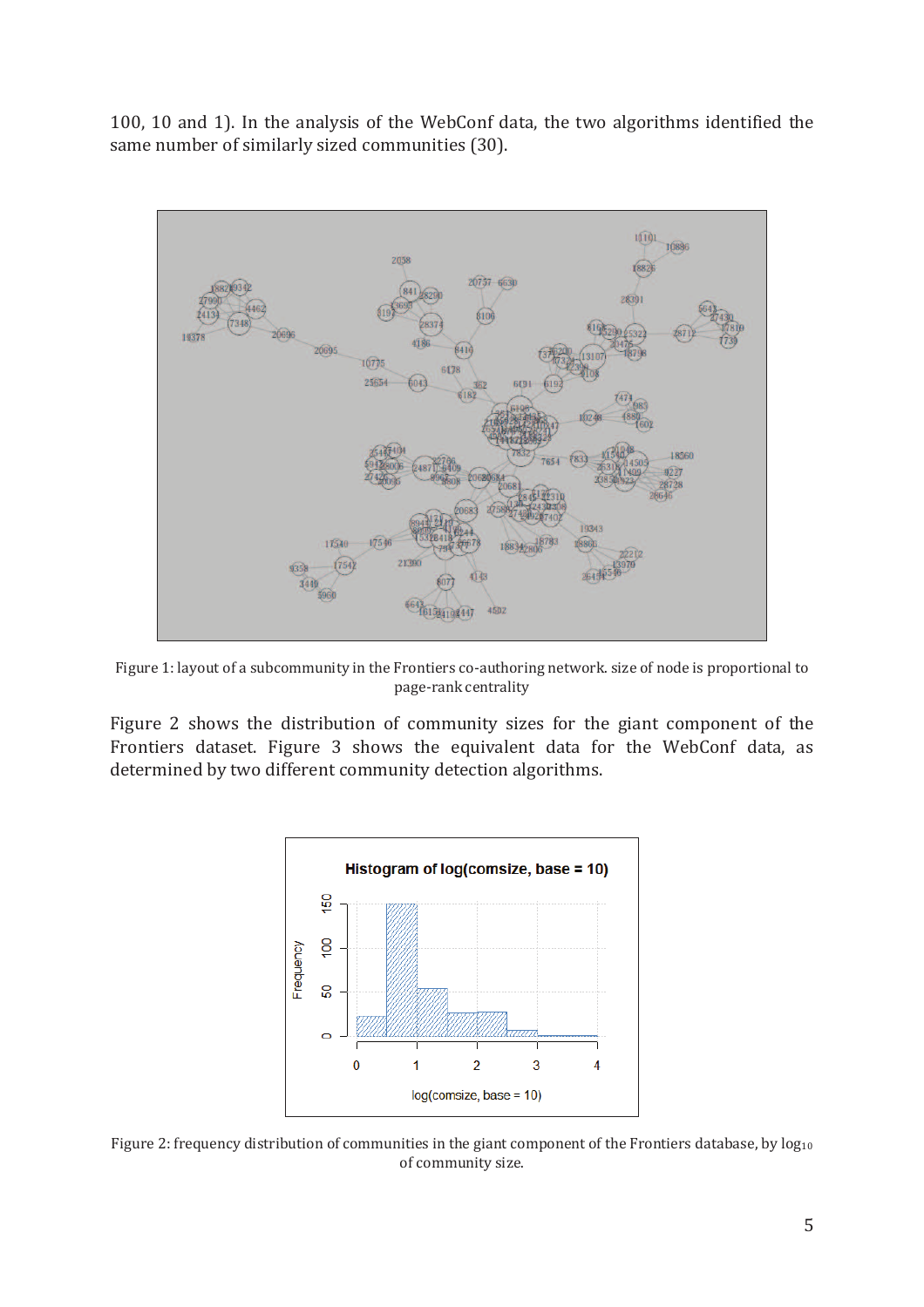100, 10 and 1). In the analysis of the WebConf data, the two algorithms identified the same number of similarly sized communities (30).

Figure 1: layout of a subcommunity in the Frontiers co-authoring network. size of node is proportional to page-rank centrality

Figure 2 shows the distribution of community sizes for the giant component of the Frontiers dataset. Figure 3 shows the equivalent data for the WebConf data, as determined by two different community detection algorithms.

Figure 2: frequency distribution of communities in the giant component of the Frontiers database, by $\log_{10}$ of community size.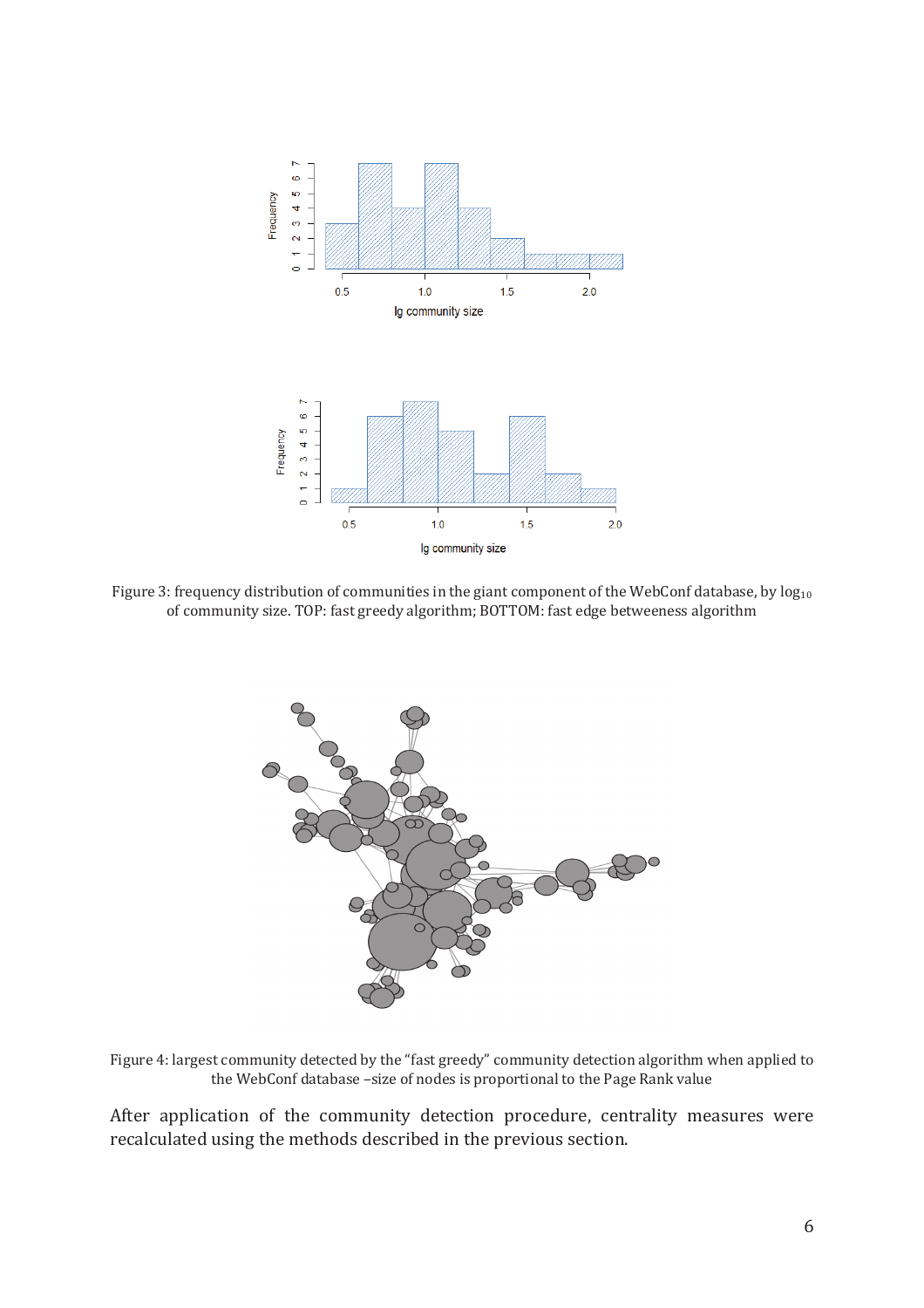Figure 3: frequency distribution of communities in the giant component of the WebConf database, by $\log_{10}$ of community size. TOP: fast greedy algorithm; BOTTOM: fast edge betweeness algorithm

Figure 4: largest community detected by the “fast greedy” community detection algorithm when applied to the WebConf database –size of nodes is proportional to the Page Rank value

After application of the community detection procedure, centrality measures were recalculated using the methods described in the previous section.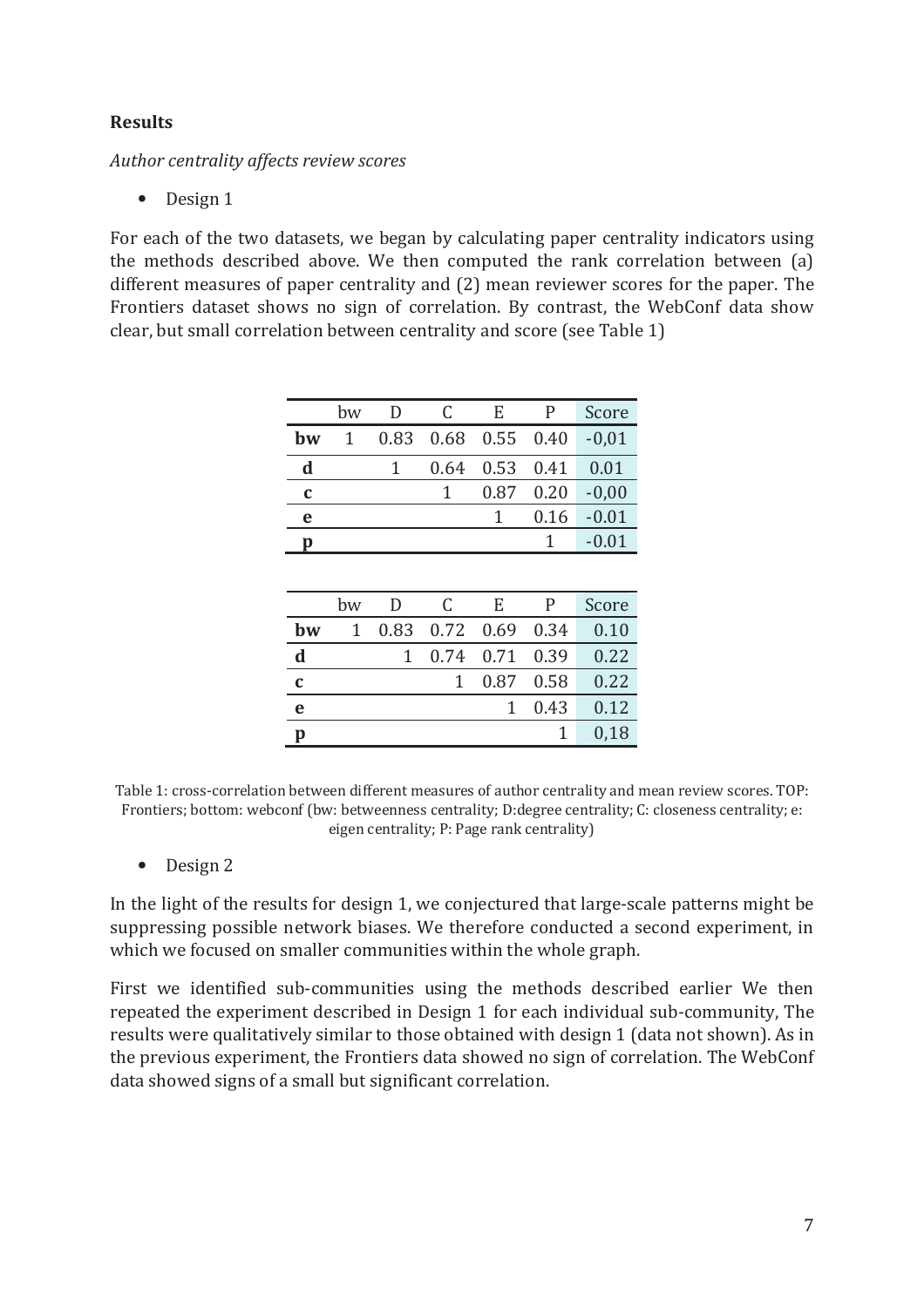**Results**

*Author centrality affects review scores*

- Design 1

For each of the two datasets, we began by calculating paper centrality indicators using the methods described above. We then computed the rank correlation between (a) different measures of paper centrality and (2) mean reviewer scores for the paper. The Frontiers dataset shows no sign of correlation. By contrast, the WebConf data show clear, but small correlation between centrality and score (see Table 1)

| | bw | D | C | E | P | Score |
|---|---|---|---|---|---|---|
| **bw** | 1 | 0.83 | 0.68 | 0.55 | 0.40 | -0,01 |
| **d** | | 1 | 0.64 | 0.53 | 0.41 | 0.01 |
| **c** | | | 1 | 0.87 | 0.20 | -0,00 |
| **e** | | | | 1 | 0.16 | -0.01 |
| **p** | | | | | 1 | -0.01 |

| | bw | D | C | E | P | Score |
|---|---|---|---|---|---|---|
| **bw** | 1 | 0.83 | 0.72 | 0.69 | 0.34 | 0.10 |
| **d** | | 1 | 0.74 | 0.71 | 0.39 | 0.22 |
| **c** | | | 1 | 0.87 | 0.58 | 0.22 |
| **e** | | | | 1 | 0.43 | 0.12 |
| **p** | | | | | 1 | 0,18 |

Table 1: cross-correlation between different measures of author centrality and mean review scores. TOP: Frontiers; bottom: webconf (bw: betweenness centrality; D:degree centrality; C: closeness centrality; e: eigen centrality; P: Page rank centrality)

- Design 2

In the light of the results for design 1, we conjectured that large-scale patterns might be suppressing possible network biases. We therefore conducted a second experiment, in which we focused on smaller communities within the whole graph.

First we identified sub-communities using the methods described earlier We then repeated the experiment described in Design 1 for each individual sub-community, The results were qualitatively similar to those obtained with design 1 (data not shown). As in the previous experiment, the Frontiers data showed no sign of correlation. The WebConf data showed signs of a small but significant correlation.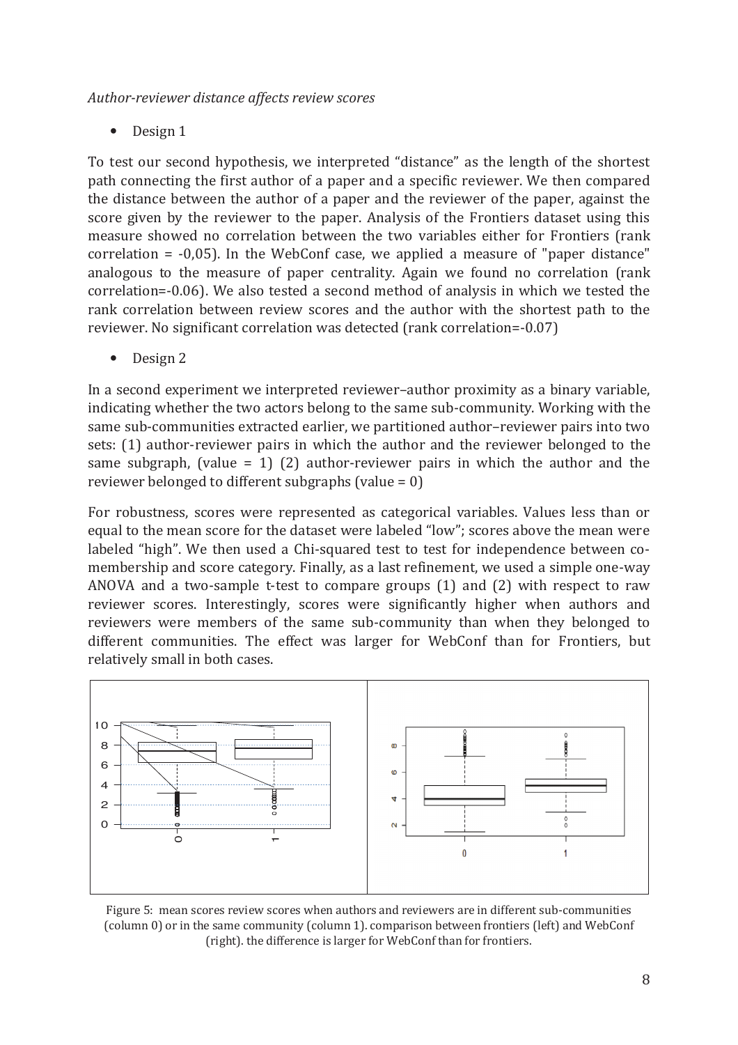*Author-reviewer distance affects review scores*

- Design 1

To test our second hypothesis, we interpreted "distance" as the length of the shortest path connecting the first author of a paper and a specific reviewer. We then compared the distance between the author of a paper and the reviewer of the paper, against the score given by the reviewer to the paper. Analysis of the Frontiers dataset using this measure showed no correlation between the two variables either for Frontiers (rank correlation = -0,05). In the WebConf case, we applied a measure of "paper distance" analogous to the measure of paper centrality. Again we found no correlation (rank correlation=-0.06). We also tested a second method of analysis in which we tested the rank correlation between review scores and the author with the shortest path to the reviewer. No significant correlation was detected (rank correlation=-0.07)

- Design 2

In a second experiment we interpreted reviewer–author proximity as a binary variable, indicating whether the two actors belong to the same sub-community. Working with the same sub-communities extracted earlier, we partitioned author–reviewer pairs into two sets: (1) author-reviewer pairs in which the author and the reviewer belonged to the same subgraph, (value = 1) (2) author-reviewer pairs in which the author and the reviewer belonged to different subgraphs (value = 0)

For robustness, scores were represented as categorical variables. Values less than or equal to the mean score for the dataset were labeled "low"; scores above the mean were labeled "high". We then used a Chi-squared test to test for independence between co-membership and score category. Finally, as a last refinement, we used a simple one-way ANOVA and a two-sample t-test to compare groups (1) and (2) with respect to raw reviewer scores. Interestingly, scores were significantly higher when authors and reviewers were members of the same sub-community than when they belonged to different communities. The effect was larger for WebConf than for Frontiers, but relatively small in both cases.

Figure 5: mean scores review scores when authors and reviewers are in different sub-communities (column 0) or in the same community (column 1). comparison between frontiers (left) and WebConf (right). the difference is larger for WebConf than for frontiers.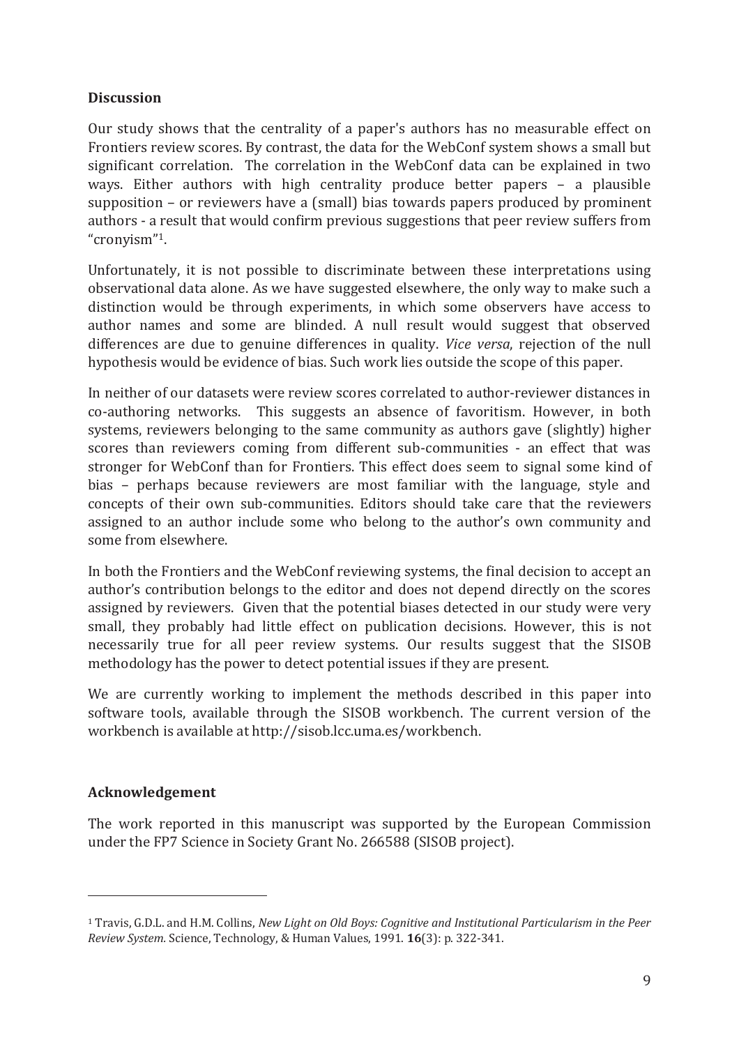## Discussion

Our study shows that the centrality of a paper's authors has no measurable effect on Frontiers review scores. By contrast, the data for the WebConf system shows a small but significant correlation. The correlation in the WebConf data can be explained in two ways. Either authors with high centrality produce better papers – a plausible supposition – or reviewers have a (small) bias towards papers produced by prominent authors - a result that would confirm previous suggestions that peer review suffers from "cronyism"[1].

Unfortunately, it is not possible to discriminate between these interpretations using observational data alone. As we have suggested elsewhere, the only way to make such a distinction would be through experiments, in which some observers have access to author names and some are blinded. A null result would suggest that observed differences are due to genuine differences in quality. *Vice versa*, rejection of the null hypothesis would be evidence of bias. Such work lies outside the scope of this paper.

In neither of our datasets were review scores correlated to author-reviewer distances in co-authoring networks. This suggests an absence of favoritism. However, in both systems, reviewers belonging to the same community as authors gave (slightly) higher scores than reviewers coming from different sub-communities - an effect that was stronger for WebConf than for Frontiers. This effect does seem to signal some kind of bias – perhaps because reviewers are most familiar with the language, style and concepts of their own sub-communities. Editors should take care that the reviewers assigned to an author include some who belong to the author's own community and some from elsewhere.

In both the Frontiers and the WebConf reviewing systems, the final decision to accept an author's contribution belongs to the editor and does not depend directly on the scores assigned by reviewers. Given that the potential biases detected in our study were very small, they probably had little effect on publication decisions. However, this is not necessarily true for all peer review systems. Our results suggest that the SISOB methodology has the power to detect potential issues if they are present.

We are currently working to implement the methods described in this paper into software tools, available through the SISOB workbench. The current version of the workbench is available at http://sisob.lcc.uma.es/workbench.

## Acknowledgement

The work reported in this manuscript was supported by the European Commission under the FP7 Science in Society Grant No. 266588 (SISOB project).

---

[1] Travis, G.D.L. and H.M. Collins, *New Light on Old Boys: Cognitive and Institutional Particularism in the Peer Review System.* Science, Technology, & Human Values, 1991. **16**(3): p. 322-341.